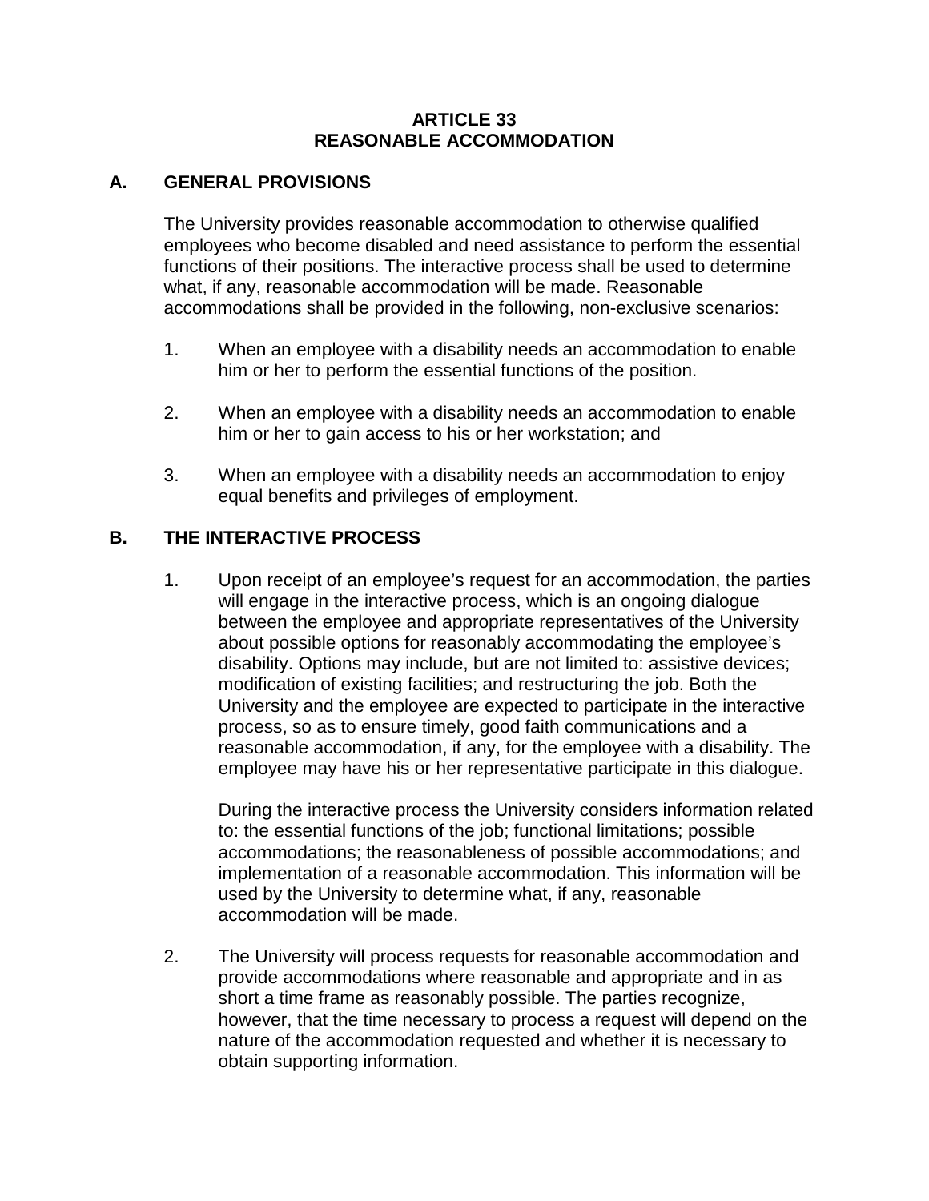# ARTICLE 33
# REASONABLE ACCOMMODATION

## A. GENERAL PROVISIONS

The University provides reasonable accommodation to otherwise qualified employees who become disabled and need assistance to perform the essential functions of their positions. The interactive process shall be used to determine what, if any, reasonable accommodation will be made. Reasonable accommodations shall be provided in the following, non-exclusive scenarios:

1. When an employee with a disability needs an accommodation to enable him or her to perform the essential functions of the position.

2. When an employee with a disability needs an accommodation to enable him or her to gain access to his or her workstation; and

3. When an employee with a disability needs an accommodation to enjoy equal benefits and privileges of employment.

## B. THE INTERACTIVE PROCESS

1. Upon receipt of an employee's request for an accommodation, the parties will engage in the interactive process, which is an ongoing dialogue between the employee and appropriate representatives of the University about possible options for reasonably accommodating the employee's disability. Options may include, but are not limited to: assistive devices; modification of existing facilities; and restructuring the job. Both the University and the employee are expected to participate in the interactive process, so as to ensure timely, good faith communications and a reasonable accommodation, if any, for the employee with a disability. The employee may have his or her representative participate in this dialogue.

   During the interactive process the University considers information related to: the essential functions of the job; functional limitations; possible accommodations; the reasonableness of possible accommodations; and implementation of a reasonable accommodation. This information will be used by the University to determine what, if any, reasonable accommodation will be made.

2. The University will process requests for reasonable accommodation and provide accommodations where reasonable and appropriate and in as short a time frame as reasonably possible. The parties recognize, however, that the time necessary to process a request will depend on the nature of the accommodation requested and whether it is necessary to obtain supporting information.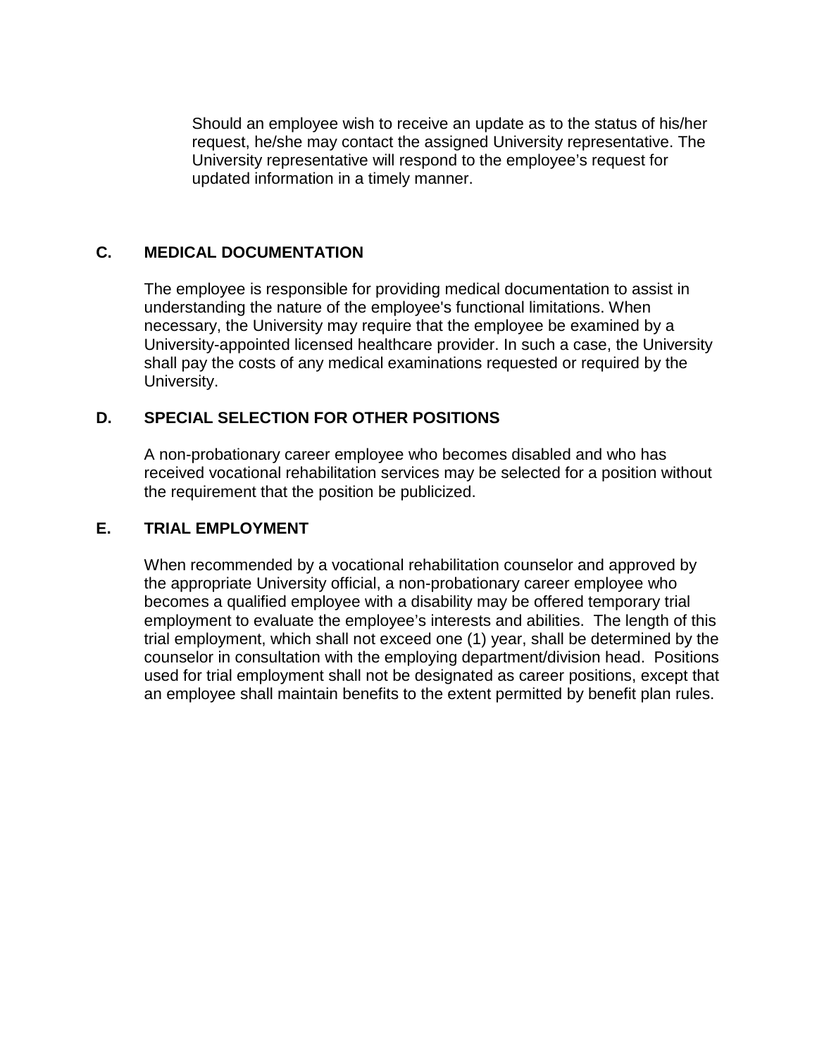Should an employee wish to receive an update as to the status of his/her request, he/she may contact the assigned University representative. The University representative will respond to the employee's request for updated information in a timely manner.

### C. MEDICAL DOCUMENTATION

The employee is responsible for providing medical documentation to assist in understanding the nature of the employee's functional limitations. When necessary, the University may require that the employee be examined by a University-appointed licensed healthcare provider. In such a case, the University shall pay the costs of any medical examinations requested or required by the University.

### D. SPECIAL SELECTION FOR OTHER POSITIONS

A non-probationary career employee who becomes disabled and who has received vocational rehabilitation services may be selected for a position without the requirement that the position be publicized.

### E. TRIAL EMPLOYMENT

When recommended by a vocational rehabilitation counselor and approved by the appropriate University official, a non-probationary career employee who becomes a qualified employee with a disability may be offered temporary trial employment to evaluate the employee's interests and abilities. The length of this trial employment, which shall not exceed one (1) year, shall be determined by the counselor in consultation with the employing department/division head. Positions used for trial employment shall not be designated as career positions, except that an employee shall maintain benefits to the extent permitted by benefit plan rules.